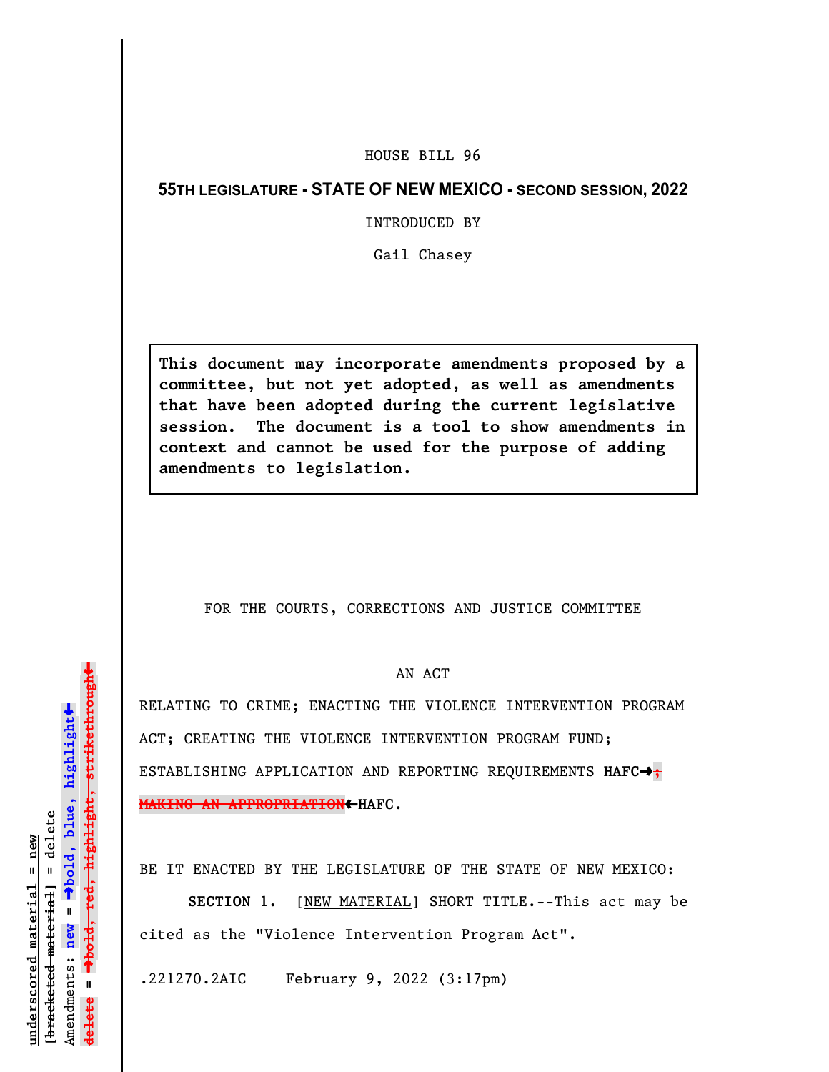HOUSE BILL 96

**55TH LEGISLATURE - STATE OF NEW MEXICO - SECOND SESSION, 2022**

INTRODUCED BY

Gail Chasey

> **This document may incorporate amendments proposed by a committee, but not yet adopted, as well as amendments that have been adopted during the current legislative session. The document is a tool to show amendments in context and cannot be used for the purpose of adding amendments to legislation.**

FOR THE COURTS, CORRECTIONS AND JUSTICE COMMITTEE

AN ACT

RELATING TO CRIME; ENACTING THE VIOLENCE INTERVENTION PROGRAM ACT; CREATING THE VIOLENCE INTERVENTION PROGRAM FUND; ESTABLISHING APPLICATION AND REPORTING REQUIREMENTS **HAFC→**~~; MAKING AN APPROPRIATION~~**←HAFC**.

BE IT ENACTED BY THE LEGISLATURE OF THE STATE OF NEW MEXICO:

**SECTION 1.** [NEW MATERIAL] SHORT TITLE.--This act may be cited as the "Violence Intervention Program Act".

.221270.2AIC February 9, 2022 (3:17pm)

underscored material = new
[bracketed material] = delete
Amendments: new = →bold, blue, highlight←
delete = →bold, red, highlight, strikethrough←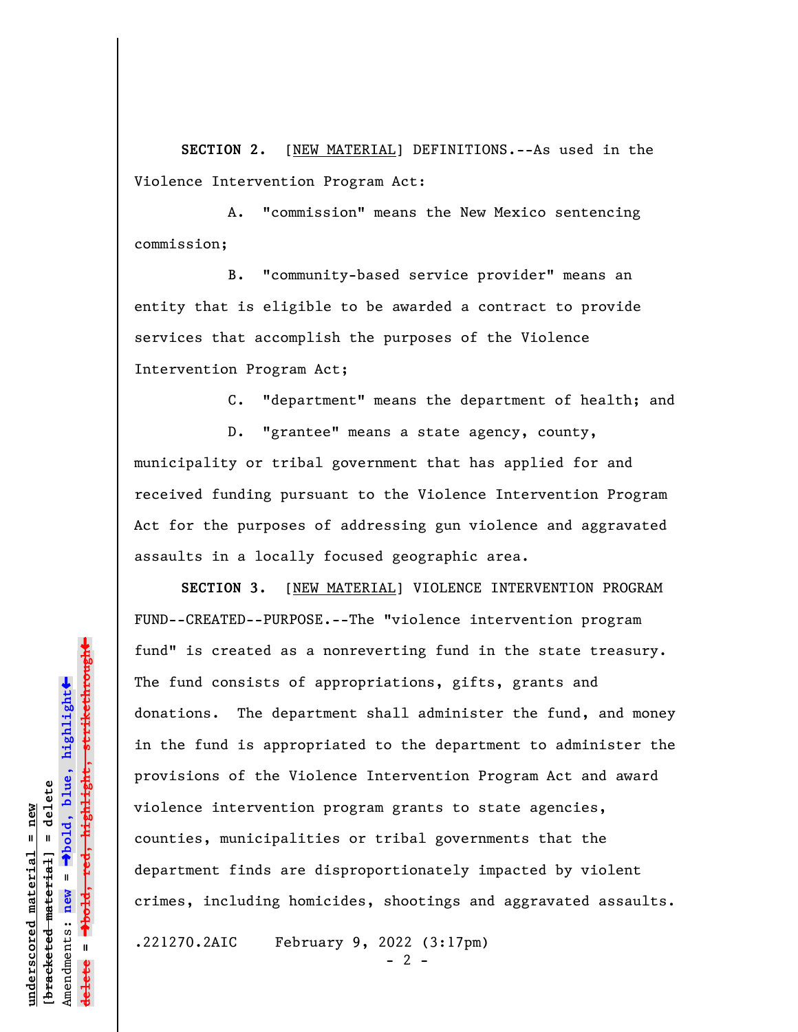**SECTION 2.** [<u>NEW MATERIAL</u>] DEFINITIONS.--As used in the Violence Intervention Program Act:

A. "commission" means the New Mexico sentencing commission;

B. "community-based service provider" means an entity that is eligible to be awarded a contract to provide services that accomplish the purposes of the Violence Intervention Program Act;

C. "department" means the department of health; and

D. "grantee" means a state agency, county, municipality or tribal government that has applied for and received funding pursuant to the Violence Intervention Program Act for the purposes of addressing gun violence and aggravated assaults in a locally focused geographic area.

**SECTION 3.** [<u>NEW MATERIAL</u>] VIOLENCE INTERVENTION PROGRAM FUND--CREATED--PURPOSE.--The "violence intervention program fund" is created as a nonreverting fund in the state treasury. The fund consists of appropriations, gifts, grants and donations. The department shall administer the fund, and money in the fund is appropriated to the department to administer the provisions of the Violence Intervention Program Act and award violence intervention program grants to state agencies, counties, municipalities or tribal governments that the department finds are disproportionately impacted by violent crimes, including homicides, shootings and aggravated assaults.

.221270.2AIC February 9, 2022 (3:17pm)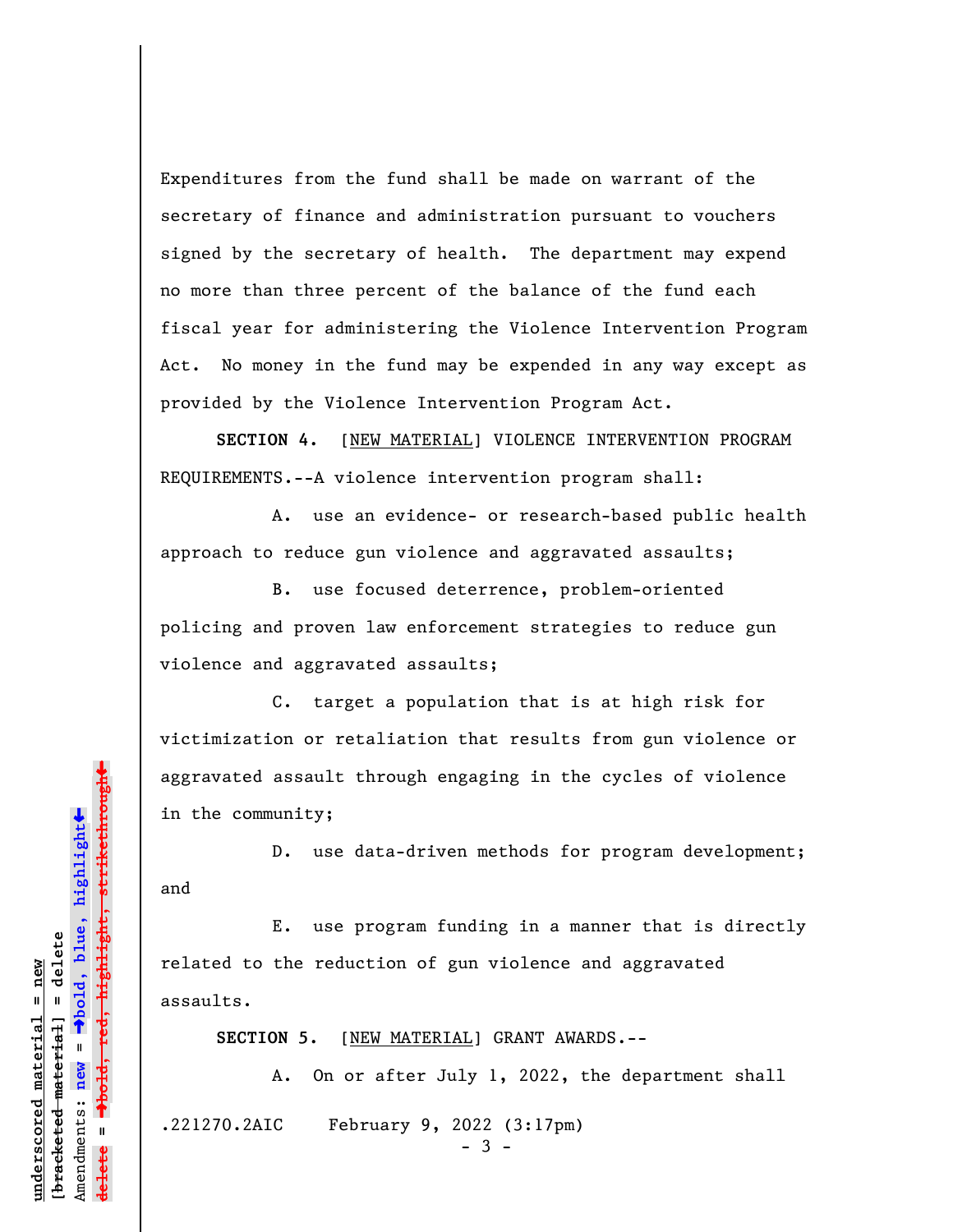Expenditures from the fund shall be made on warrant of the secretary of finance and administration pursuant to vouchers signed by the secretary of health. The department may expend no more than three percent of the balance of the fund each fiscal year for administering the Violence Intervention Program Act. No money in the fund may be expended in any way except as provided by the Violence Intervention Program Act.

**SECTION 4.** [NEW MATERIAL] VIOLENCE INTERVENTION PROGRAM REQUIREMENTS.--A violence intervention program shall:

A. use an evidence- or research-based public health approach to reduce gun violence and aggravated assaults;

B. use focused deterrence, problem-oriented policing and proven law enforcement strategies to reduce gun violence and aggravated assaults;

C. target a population that is at high risk for victimization or retaliation that results from gun violence or aggravated assault through engaging in the cycles of violence in the community;

D. use data-driven methods for program development; and

E. use program funding in a manner that is directly related to the reduction of gun violence and aggravated assaults.

**SECTION 5.** [NEW MATERIAL] GRANT AWARDS.--

A. On or after July 1, 2022, the department shall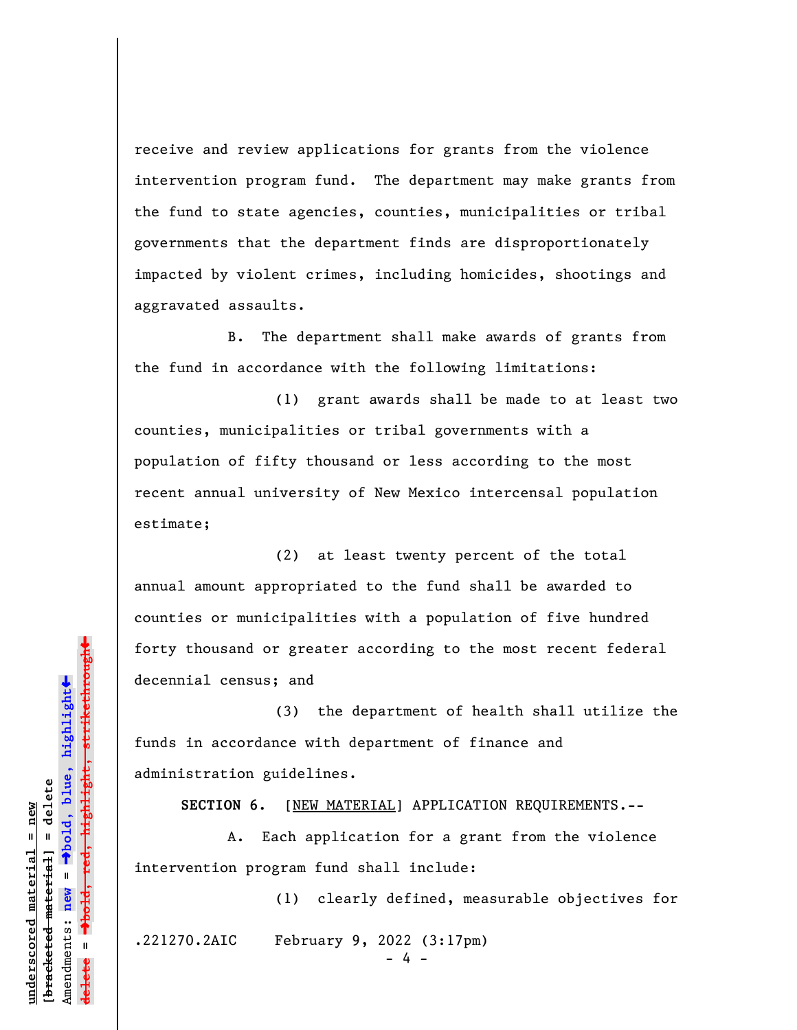receive and review applications for grants from the violence intervention program fund. The department may make grants from the fund to state agencies, counties, municipalities or tribal governments that the department finds are disproportionately impacted by violent crimes, including homicides, shootings and aggravated assaults.

B. The department shall make awards of grants from the fund in accordance with the following limitations:

(1) grant awards shall be made to at least two counties, municipalities or tribal governments with a population of fifty thousand or less according to the most recent annual university of New Mexico intercensal population estimate;

(2) at least twenty percent of the total annual amount appropriated to the fund shall be awarded to counties or municipalities with a population of five hundred forty thousand or greater according to the most recent federal decennial census; and

(3) the department of health shall utilize the funds in accordance with department of finance and administration guidelines.

**SECTION 6.** [NEW MATERIAL] APPLICATION REQUIREMENTS.--

A. Each application for a grant from the violence intervention program fund shall include:

(1) clearly defined, measurable objectives for

.221270.2AIC February 9, 2022 (3:17pm)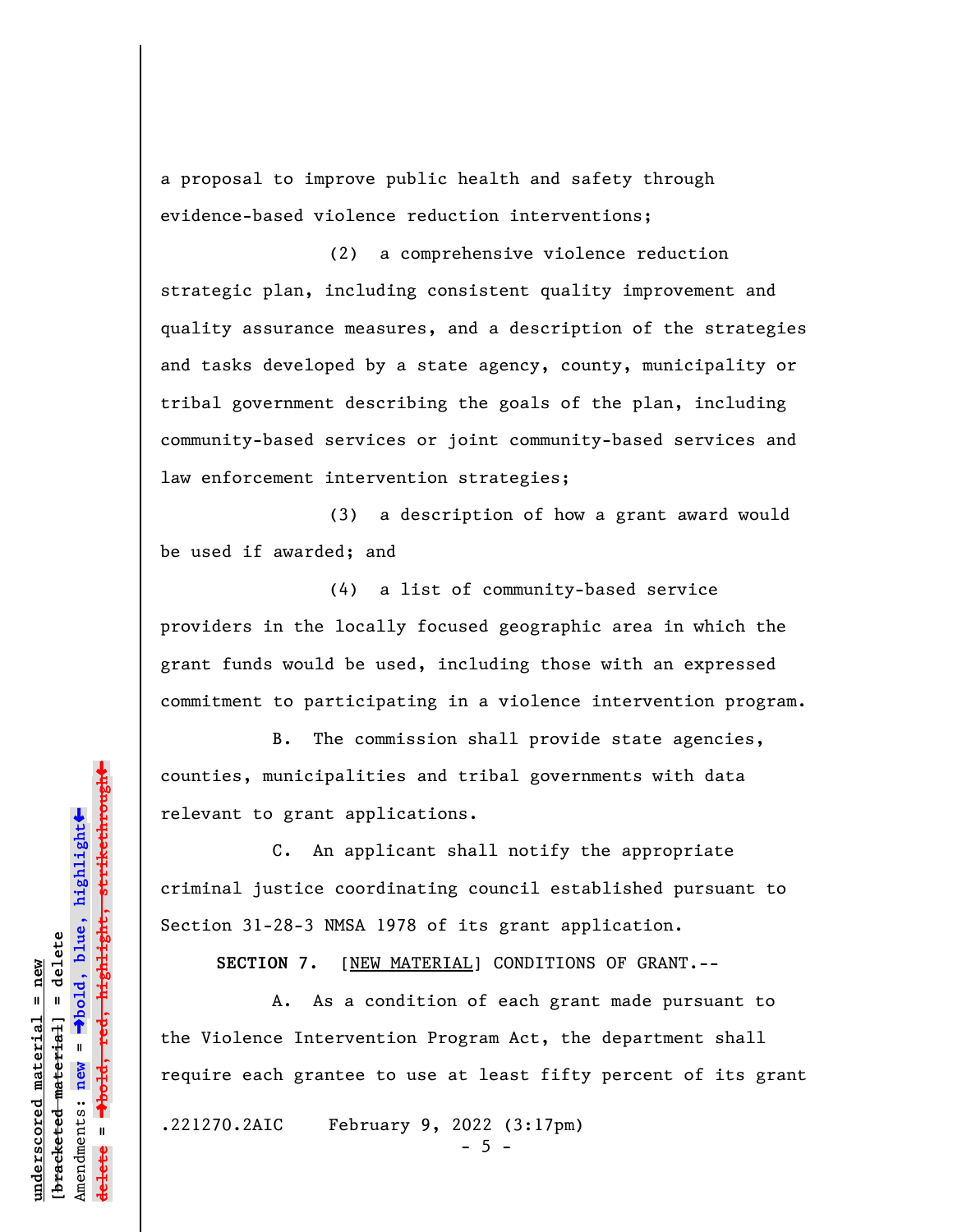a proposal to improve public health and safety through evidence-based violence reduction interventions;

(2) a comprehensive violence reduction strategic plan, including consistent quality improvement and quality assurance measures, and a description of the strategies and tasks developed by a state agency, county, municipality or tribal government describing the goals of the plan, including community-based services or joint community-based services and law enforcement intervention strategies;

(3) a description of how a grant award would be used if awarded; and

(4) a list of community-based service providers in the locally focused geographic area in which the grant funds would be used, including those with an expressed commitment to participating in a violence intervention program.

B. The commission shall provide state agencies, counties, municipalities and tribal governments with data relevant to grant applications.

C. An applicant shall notify the appropriate criminal justice coordinating council established pursuant to Section 31-28-3 NMSA 1978 of its grant application.

**SECTION 7.** [NEW MATERIAL] CONDITIONS OF GRANT.--

A. As a condition of each grant made pursuant to the Violence Intervention Program Act, the department shall require each grantee to use at least fifty percent of its grant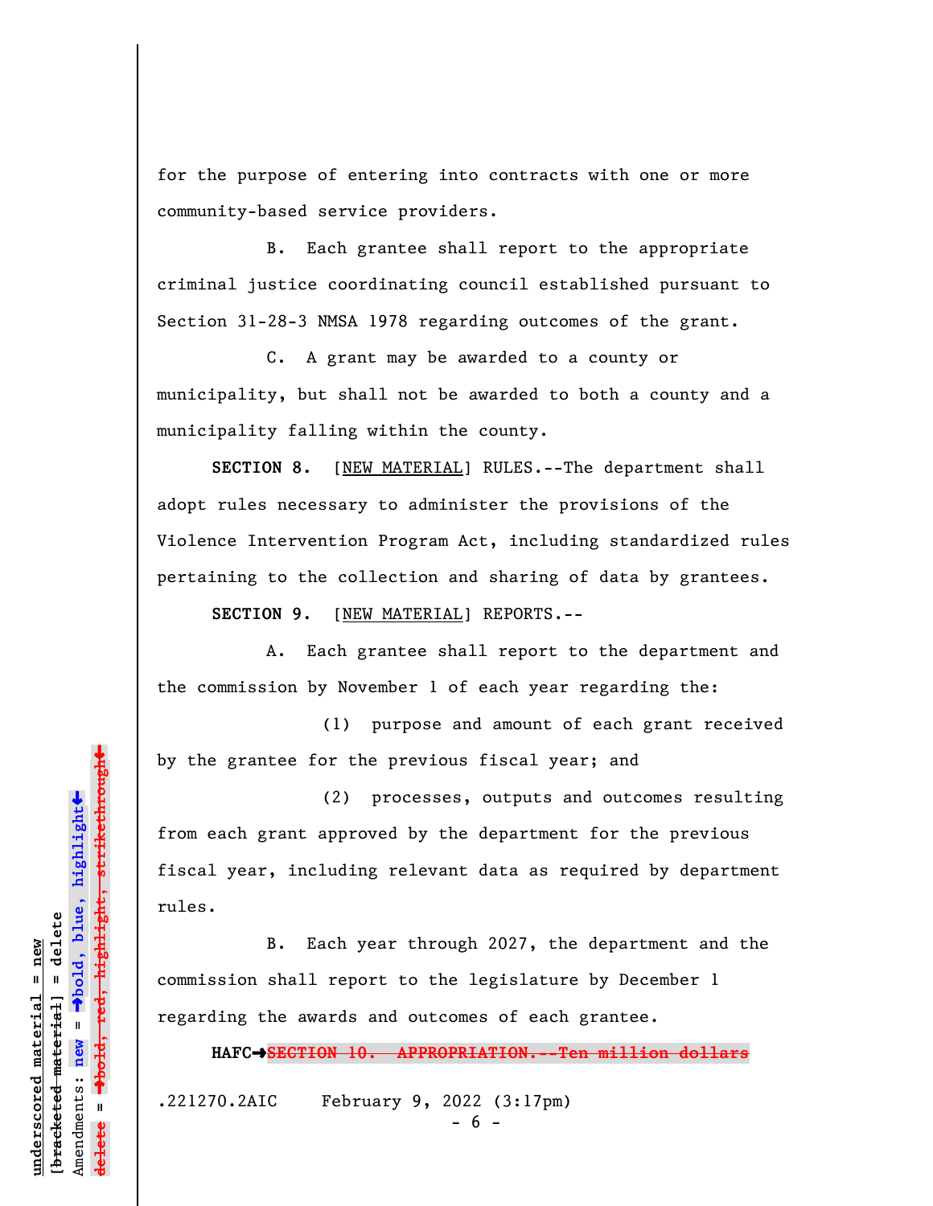for the purpose of entering into contracts with one or more community-based service providers.

B. Each grantee shall report to the appropriate criminal justice coordinating council established pursuant to Section 31-28-3 NMSA 1978 regarding outcomes of the grant.

C. A grant may be awarded to a county or municipality, but shall not be awarded to both a county and a municipality falling within the county.

**SECTION 8.** [NEW MATERIAL] RULES.--The department shall adopt rules necessary to administer the provisions of the Violence Intervention Program Act, including standardized rules pertaining to the collection and sharing of data by grantees.

**SECTION 9.** [NEW MATERIAL] REPORTS.--

A. Each grantee shall report to the department and the commission by November 1 of each year regarding the:

(1) purpose and amount of each grant received by the grantee for the previous fiscal year; and

(2) processes, outputs and outcomes resulting from each grant approved by the department for the previous fiscal year, including relevant data as required by department rules.

B. Each year through 2027, the department and the commission shall report to the legislature by December 1 regarding the awards and outcomes of each grantee.

**HAFC➡**~~**SECTION 10. APPROPRIATION.--Ten million dollars**~~

.221270.2AIC February 9, 2022 (3:17pm)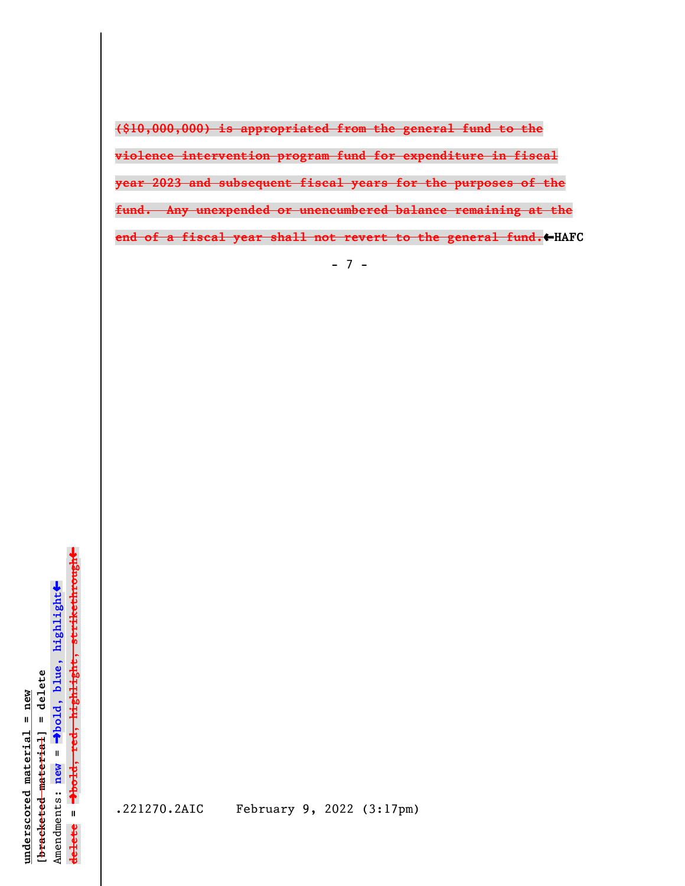~~($10,000,000) is appropriated from the general fund to the violence intervention program fund for expenditure in fiscal year 2023 and subsequent fiscal years for the purposes of the fund. Any unexpended or unencumbered balance remaining at the end of a fiscal year shall not revert to the general fund.~~←**HAFC**

.221270.2AIC February 9, 2022 (3:17pm)

underscored material = new
[~~bracketed material~~] = delete
Amendments: **new** = →**bold, blue, highlight**←
~~**delete**~~ = ~~→**bold, red, highlight, strikethrough**←~~